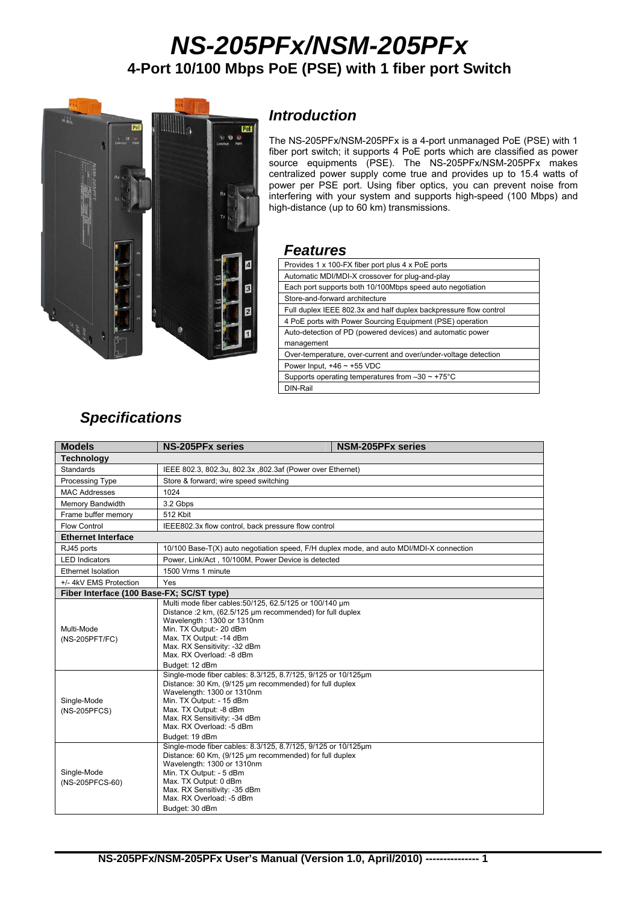# NS-205PFx/NSM-205PFx

## 4-Port 10/100 Mbps PoE (PSE) with 1 fiber port Switch

## Introduction

The NS-205PFx/NSM-205PFx is a 4-port unmanaged PoE (PSE) with 1 fiber port switch; it supports 4 PoE ports which are classified as power source equipments (PSE). The NS-205PFx/NSM-205PFx makes centralized power supply come true and provides up to 15.4 watts of power per PSE port. Using fiber optics, you can prevent noise from interfering with your system and supports high-speed (100 Mbps) and high-distance (up to 60 km) transmissions.

## Features

| Features |
|---|
| Provides 1 x 100-FX fiber port plus 4 x PoE ports |
| Automatic MDI/MDI-X crossover for plug-and-play |
| Each port supports both 10/100Mbps speed auto negotiation |
| Store-and-forward architecture |
| Full duplex IEEE 802.3x and half duplex backpressure flow control |
| 4 PoE ports with Power Sourcing Equipment (PSE) operation |
| Auto-detection of PD (powered devices) and automatic power management |
| Over-temperature, over-current and over/under-voltage detection |
| Power Input, +46 ~ +55 VDC |
| Supports operating temperatures from –30 ~ +75°C |
| DIN-Rail |

## Specifications

| **Models** | **NS-205PFx series** | **NSM-205PFx series** |
|---|---|---|
| **Technology** | | |
| Standards | IEEE 802.3, 802.3u, 802.3x ,802.3af (Power over Ethernet) | |
| Processing Type | Store & forward; wire speed switching | |
| MAC Addresses | 1024 | |
| Memory Bandwidth | 3.2 Gbps | |
| Frame buffer memory | 512 Kbit | |
| Flow Control | IEEE802.3x flow control, back pressure flow control | |
| **Ethernet Interface** | | |
| RJ45 ports | 10/100 Base-T(X) auto negotiation speed, F/H duplex mode, and auto MDI/MDI-X connection | |
| LED Indicators | Power, Link/Act , 10/100M, Power Device is detected | |
| Ethernet Isolation | 1500 Vrms 1 minute | |
| +/- 4kV EMS Protection | Yes | |
| **Fiber Interface (100 Base-FX; SC/ST type)** | | |
| Multi-Mode (NS-205PFT/FC) | Multi mode fiber cables:50/125, 62.5/125 or 100/140 µm<br>Distance :2 km, (62.5/125 µm recommended) for full duplex<br>Wavelength : 1300 or 1310nm<br>Min. TX Output:- 20 dBm<br>Max. TX Output: -14 dBm<br>Max. RX Sensitivity: -32 dBm<br>Max. RX Overload: -8 dBm<br>Budget: 12 dBm | |
| Single-Mode (NS-205PFCS) | Single-mode fiber cables: 8.3/125, 8.7/125, 9/125 or 10/125µm<br>Distance: 30 Km, (9/125 µm recommended) for full duplex<br>Wavelength: 1300 or 1310nm<br>Min. TX Output: - 15 dBm<br>Max. TX Output: -8 dBm<br>Max. RX Sensitivity: -34 dBm<br>Max. RX Overload: -5 dBm<br>Budget: 19 dBm | |
| Single-Mode (NS-205PFCS-60) | Single-mode fiber cables: 8.3/125, 8.7/125, 9/125 or 10/125µm<br>Distance: 60 Km, (9/125 µm recommended) for full duplex<br>Wavelength: 1300 or 1310nm<br>Min. TX Output: - 5 dBm<br>Max. TX Output: 0 dBm<br>Max. RX Sensitivity: -35 dBm<br>Max. RX Overload: -5 dBm<br>Budget: 30 dBm | |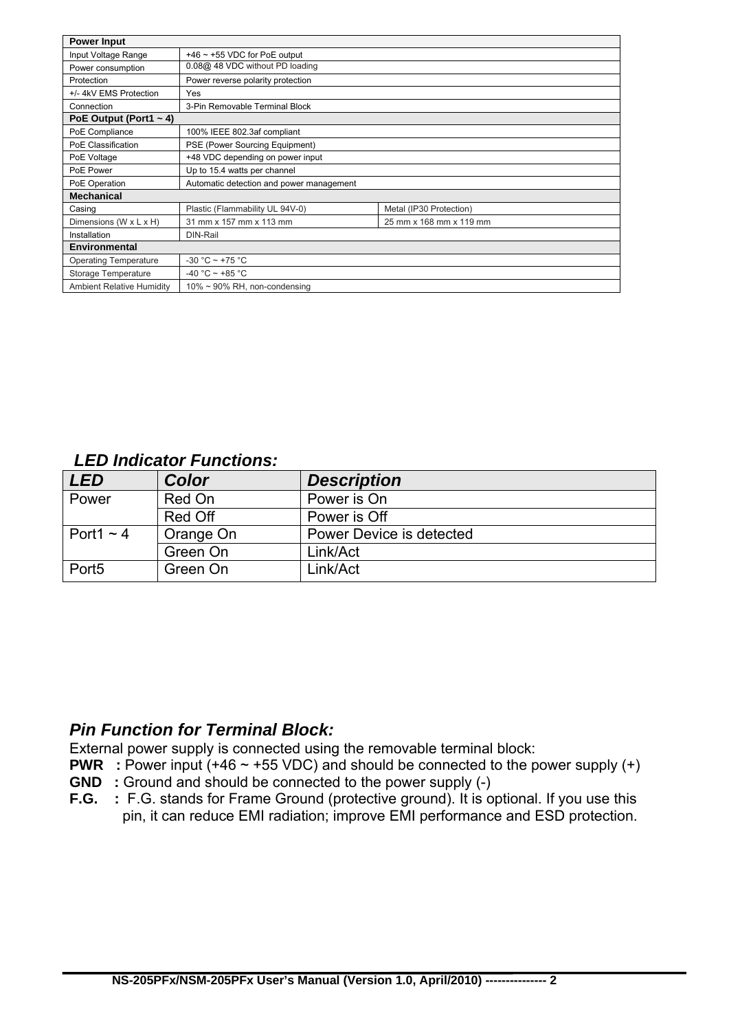| Power Input | | |
|---|---|---|
| Input Voltage Range | +46 ~ +55 VDC for PoE output | |
| Power consumption | 0.08@ 48 VDC without PD loading | |
| Protection | Power reverse polarity protection | |
| +/- 4kV EMS Protection | Yes | |
| Connection | 3-Pin Removable Terminal Block | |
| **PoE Output (Port1 ~ 4)** | | |
| PoE Compliance | 100% IEEE 802.3af compliant | |
| PoE Classification | PSE (Power Sourcing Equipment) | |
| PoE Voltage | +48 VDC depending on power input | |
| PoE Power | Up to 15.4 watts per channel | |
| PoE Operation | Automatic detection and power management | |
| **Mechanical** | | |
| Casing | Plastic (Flammability UL 94V-0) | Metal (IP30 Protection) |
| Dimensions (W x L x H) | 31 mm x 157 mm x 113 mm | 25 mm x 168 mm x 119 mm |
| Installation | DIN-Rail | |
| **Environmental** | | |
| Operating Temperature | -30 °C ~ +75 °C | |
| Storage Temperature | -40 °C ~ +85 °C | |
| Ambient Relative Humidity | 10% ~ 90% RH, non-condensing | |

### *LED Indicator Functions:*

| *LED* | *Color* | *Description* |
|---|---|---|
| Power | Red On | Power is On |
| | Red Off | Power is Off |
| Port1 ~ 4 | Orange On | Power Device is detected |
| | Green On | Link/Act |
| Port5 | Green On | Link/Act |

### *Pin Function for Terminal Block:*

External power supply is connected using the removable terminal block:

**PWR :** Power input (+46 ~ +55 VDC) and should be connected to the power supply (+)

**GND :** Ground and should be connected to the power supply (-)

**F.G. :** F.G. stands for Frame Ground (protective ground). It is optional. If you use this pin, it can reduce EMI radiation; improve EMI performance and ESD protection.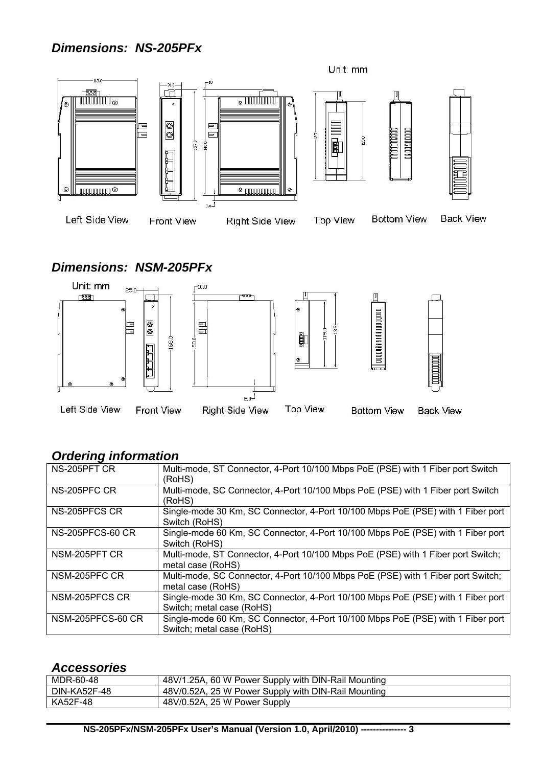## *Dimensions: NS-205PFx*

Unit: mm

113.0

31.0

10

157.0

140.0

7.0

127

113.0

Left Side View

Front View

Right Side View

Top View

Bottom View

Back View

## *Dimensions: NSM-205PFx*

Unit: mm

25.0

10.0

160.0

150.0

8.0

119.0

133

Left Side View

Front View

Right Side View

Top View

Bottom View

Back View

## *Ordering information*

| | |
|---|---|
| NS-205PFT CR | Multi-mode, ST Connector, 4-Port 10/100 Mbps PoE (PSE) with 1 Fiber port Switch (RoHS) |
| NS-205PFC CR | Multi-mode, SC Connector, 4-Port 10/100 Mbps PoE (PSE) with 1 Fiber port Switch (RoHS) |
| NS-205PFCS CR | Single-mode 30 Km, SC Connector, 4-Port 10/100 Mbps PoE (PSE) with 1 Fiber port Switch (RoHS) |
| NS-205PFCS-60 CR | Single-mode 60 Km, SC Connector, 4-Port 10/100 Mbps PoE (PSE) with 1 Fiber port Switch (RoHS) |
| NSM-205PFT CR | Multi-mode, ST Connector, 4-Port 10/100 Mbps PoE (PSE) with 1 Fiber port Switch; metal case (RoHS) |
| NSM-205PFC CR | Multi-mode, SC Connector, 4-Port 10/100 Mbps PoE (PSE) with 1 Fiber port Switch; metal case (RoHS) |
| NSM-205PFCS CR | Single-mode 30 Km, SC Connector, 4-Port 10/100 Mbps PoE (PSE) with 1 Fiber port Switch; metal case (RoHS) |
| NSM-205PFCS-60 CR | Single-mode 60 Km, SC Connector, 4-Port 10/100 Mbps PoE (PSE) with 1 Fiber port Switch; metal case (RoHS) |

## *Accessories*

| | |
|---|---|
| MDR-60-48 | 48V/1.25A, 60 W Power Supply with DIN-Rail Mounting |
| DIN-KA52F-48 | 48V/0.52A, 25 W Power Supply with DIN-Rail Mounting |
| KA52F-48 | 48V/0.52A, 25 W Power Supply |